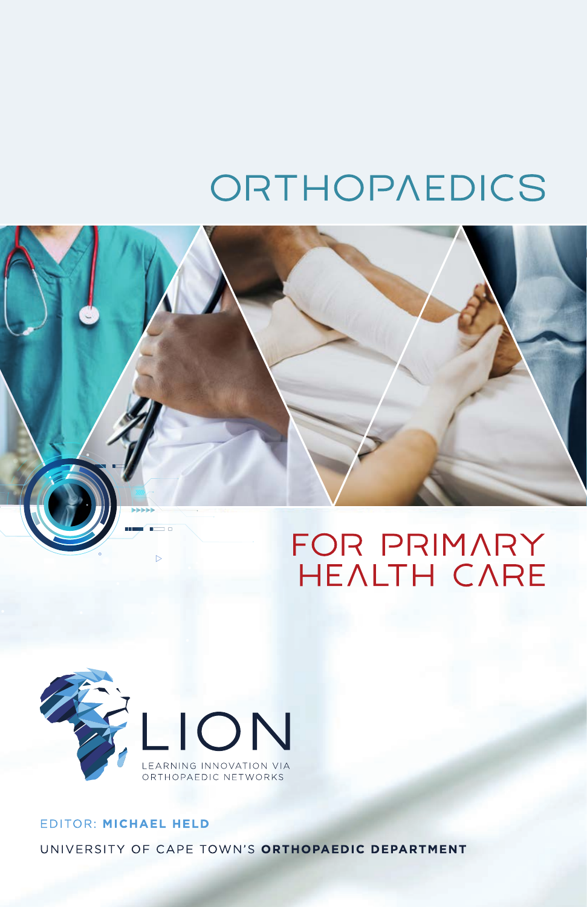# ORTHOPAEDICS

## FOR PRIMARY HEALTH CARE

LION

LEARNING INNOVATION VIA ORTHOPAEDIC NETWORKS

EDITOR: **MICHAEL HELD**

UNIVERSITY OF CAPE TOWN'S **ORTHOPAEDIC DEPARTMENT**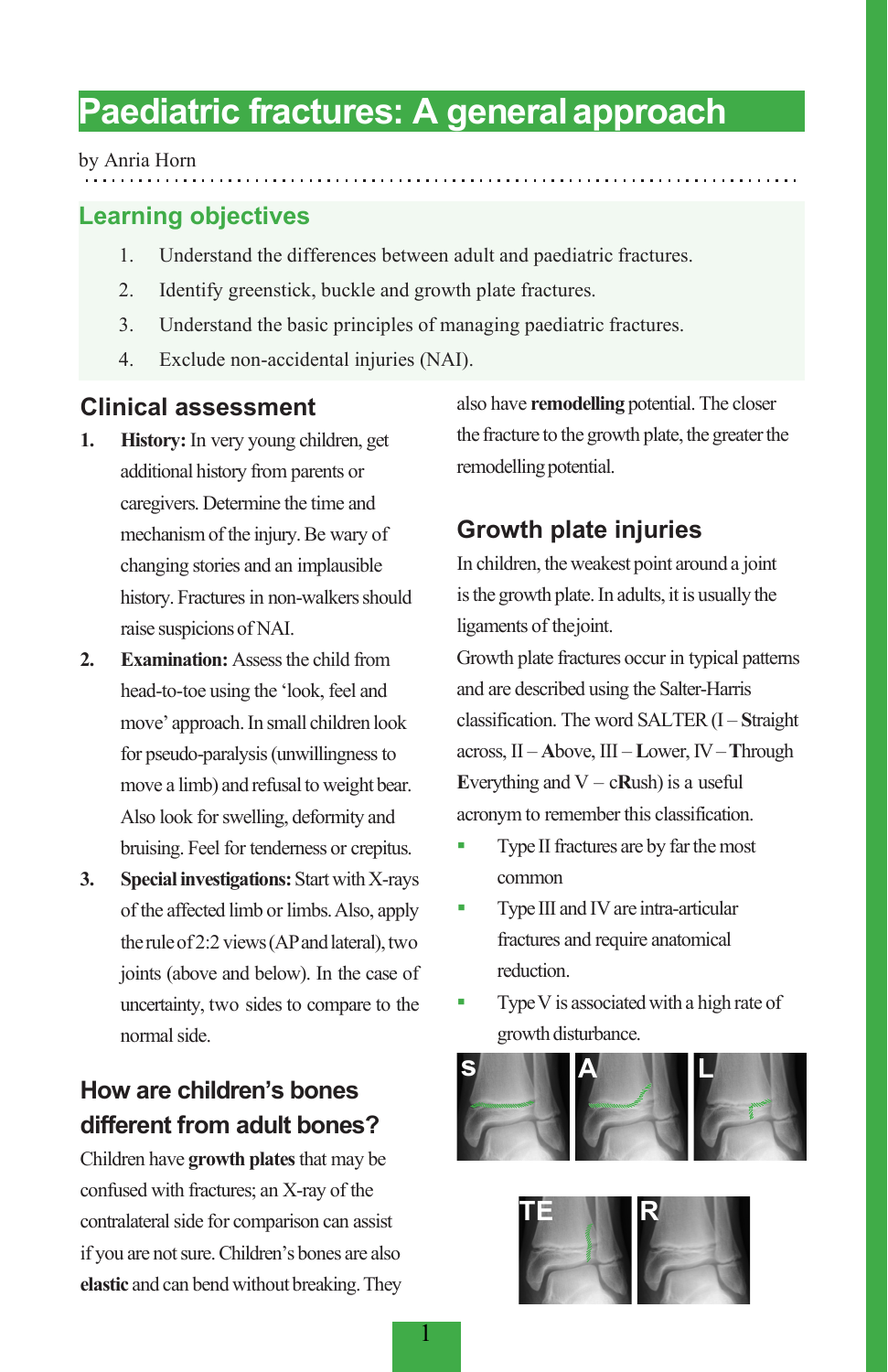# Paediatric fractures: A general approach

by Anria Horn

## Learning objectives

1. Understand the differences between adult and paediatric fractures.
2. Identify greenstick, buckle and growth plate fractures.
3. Understand the basic principles of managing paediatric fractures.
4. Exclude non-accidental injuries (NAI).

## Clinical assessment

1. **History:** In very young children, get additional history from parents or caregivers. Determine the time and mechanism of the injury. Be wary of changing stories and an implausible history. Fractures in non-walkers should raise suspicions of NAI.
2. **Examination:** Assess the child from head-to-toe using the 'look, feel and move' approach. In small children look for pseudo-paralysis (unwillingness to move a limb) and refusal to weight bear. Also look for swelling, deformity and bruising. Feel for tenderness or crepitus.
3. **Special investigations:** Start with X-rays of the affected limb or limbs. Also, apply the rule of 2:2 views (AP and lateral), two joints (above and below). In the case of uncertainty, two sides to compare to the normal side.

## How are children's bones different from adult bones?

Children have **growth plates** that may be confused with fractures; an X-ray of the contralateral side for comparison can assist if you are not sure. Children's bones are also **elastic** and can bend without breaking. They also have **remodelling** potential. The closer the fracture to the growth plate, the greater the remodelling potential.

## Growth plate injuries

In children, the weakest point around a joint is the growth plate. In adults, it is usually the ligaments of the joint.

Growth plate fractures occur in typical patterns and are described using the Salter-Harris classification. The word SALTER (I – **S**traight across, II – **A**bove, III – **L**ower, IV – **T**hrough **E**verything and V – c**R**ush) is a useful acronym to remember this classification.

- Type II fractures are by far the most common
- Type III and IV are intra-articular fractures and require anatomical reduction.
- Type V is associated with a high rate of growth disturbance.

S A L

TE R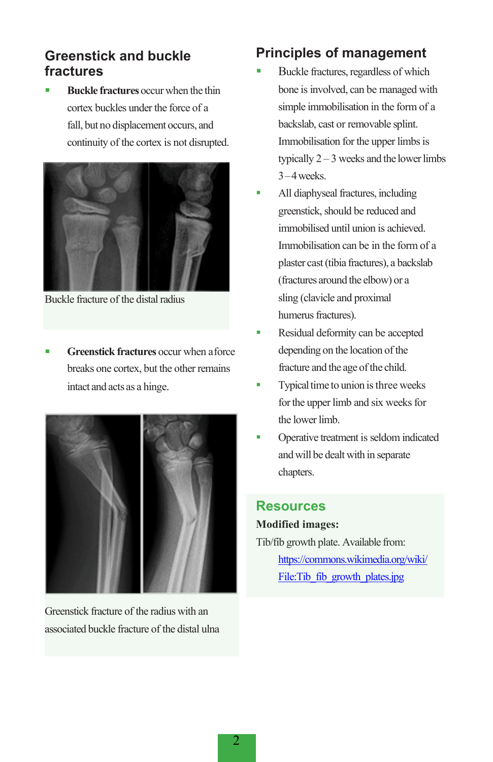## Greenstick and buckle fractures

- **Buckle fractures** occur when the thin cortex buckles under the force of a fall, but no displacement occurs, and continuity of the cortex is not disrupted.

Buckle fracture of the distal radius

- **Greenstick fractures** occur when a force breaks one cortex, but the other remains intact and acts as a hinge.

Greenstick fracture of the radius with an associated buckle fracture of the distal ulna

## Principles of management

- Buckle fractures, regardless of which bone is involved, can be managed with simple immobilisation in the form of a backslab, cast or removable splint. Immobilisation for the upper limbs is typically 2 – 3 weeks and the lower limbs 3 – 4 weeks.
- All diaphyseal fractures, including greenstick, should be reduced and immobilised until union is achieved. Immobilisation can be in the form of a plaster cast (tibia fractures), a backslab (fractures around the elbow) or a sling (clavicle and proximal humerus fractures).
- Residual deformity can be accepted depending on the location of the fracture and the age of the child.
- Typical time to union is three weeks for the upper limb and six weeks for the lower limb.
- Operative treatment is seldom indicated and will be dealt with in separate chapters.

## Resources

**Modified images:**

Tib/fib growth plate. Available from:
https://commons.wikimedia.org/wiki/File:Tib_fib_growth_plates.jpg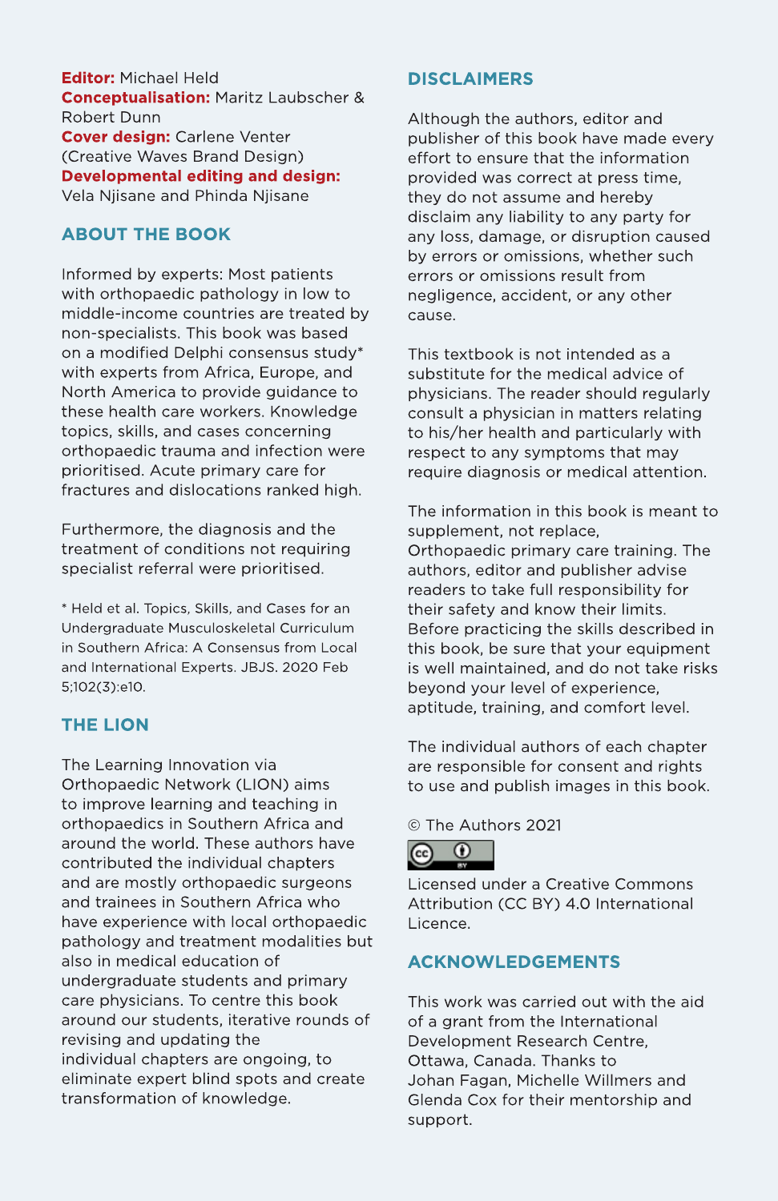**Editor:** Michael Held
**Conceptualisation:** Maritz Laubscher & Robert Dunn
**Cover design:** Carlene Venter (Creative Waves Brand Design)
**Developmental editing and design:** Vela Njisane and Phinda Njisane

## ABOUT THE BOOK

Informed by experts: Most patients with orthopaedic pathology in low to middle-income countries are treated by non-specialists. This book was based on a modified Delphi consensus study* with experts from Africa, Europe, and North America to provide guidance to these health care workers. Knowledge topics, skills, and cases concerning orthopaedic trauma and infection were prioritised. Acute primary care for fractures and dislocations ranked high.

Furthermore, the diagnosis and the treatment of conditions not requiring specialist referral were prioritised.

* Held et al. Topics, Skills, and Cases for an Undergraduate Musculoskeletal Curriculum in Southern Africa: A Consensus from Local and International Experts. JBJS. 2020 Feb 5;102(3):e10.

## THE LION

The Learning Innovation via Orthopaedic Network (LION) aims to improve learning and teaching in orthopaedics in Southern Africa and around the world. These authors have contributed the individual chapters and are mostly orthopaedic surgeons and trainees in Southern Africa who have experience with local orthopaedic pathology and treatment modalities but also in medical education of undergraduate students and primary care physicians. To centre this book around our students, iterative rounds of revising and updating the individual chapters are ongoing, to eliminate expert blind spots and create transformation of knowledge.

## DISCLAIMERS

Although the authors, editor and publisher of this book have made every effort to ensure that the information provided was correct at press time, they do not assume and hereby disclaim any liability to any party for any loss, damage, or disruption caused by errors or omissions, whether such errors or omissions result from negligence, accident, or any other cause.

This textbook is not intended as a substitute for the medical advice of physicians. The reader should regularly consult a physician in matters relating to his/her health and particularly with respect to any symptoms that may require diagnosis or medical attention.

The information in this book is meant to supplement, not replace, Orthopaedic primary care training. The authors, editor and publisher advise readers to take full responsibility for their safety and know their limits. Before practicing the skills described in this book, be sure that your equipment is well maintained, and do not take risks beyond your level of experience, aptitude, training, and comfort level.

The individual authors of each chapter are responsible for consent and rights to use and publish images in this book.

© The Authors 2021

Licensed under a Creative Commons Attribution (CC BY) 4.0 International Licence.

## ACKNOWLEDGEMENTS

This work was carried out with the aid of a grant from the International Development Research Centre, Ottawa, Canada. Thanks to Johan Fagan, Michelle Willmers and Glenda Cox for their mentorship and support.